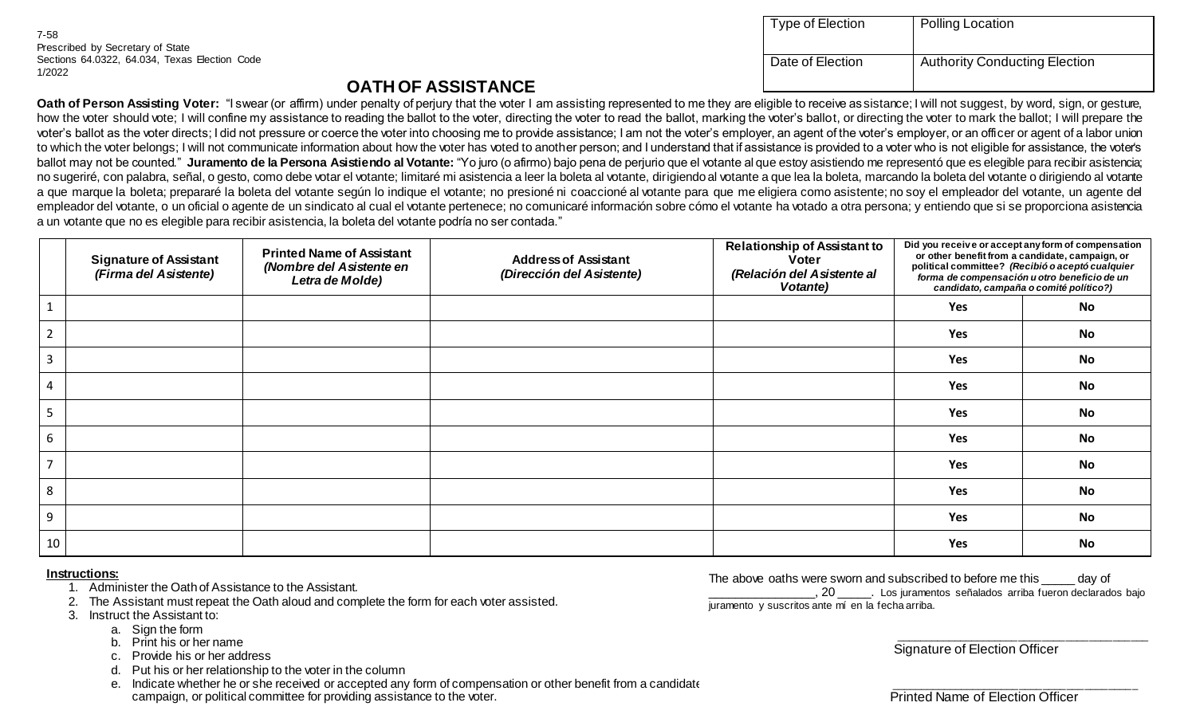7-58
Prescribed by Secretary of State
Sections 64.0322, 64.034, Texas Election Code
1/2022

| Type of Election | Polling Location |
|---|---|
| Date of Election | Authority Conducting Election |

# OATH OF ASSISTANCE

**Oath of Person Assisting Voter:** "I swear (or affirm) under penalty of perjury that the voter I am assisting represented to me they are eligible to receive assistance; I will not suggest, by word, sign, or gesture, how the voter should vote; I will confine my assistance to reading the ballot to the voter, directing the voter to read the ballot, marking the voter's ballot, or directing the voter to mark the ballot; I will prepare the voter's ballot as the voter directs; I did not pressure or coerce the voter into choosing me to provide assistance; I am not the voter's employer, an agent of the voter's employer, or an officer or agent of a labor union to which the voter belongs; I will not communicate information about how the voter has voted to another person; and I understand that if assistance is provided to a voter who is not eligible for assistance, the voter's ballot may not be counted." **Juramento de la Persona Asistiendo al Votante:** "Yo juro (o afirmo) bajo pena de perjurio que el votante al que estoy asistiendo me representó que es elegible para recibir asistencia; no sugeriré, con palabra, señal, o gesto, como debe votar el votante; limitaré mi asistencia a leer la boleta al votante, dirigiendo al votante a que lea la boleta, marcando la boleta del votante o dirigiendo al votante a que marque la boleta; prepararé la boleta del votante según lo indique el votante; no presioné ni coaccioné al votante para que me eligiera como asistente; no soy el empleador del votante, un agente del empleador del votante, o un oficial o agente de un sindicato al cual el votante pertenece; no comunicaré información sobre cómo el votante ha votado a otra persona; y entiendo que si se proporciona asistencia a un votante que no es elegible para recibir asistencia, la boleta del votante podría no ser contada."

| | **Signature of Assistant** *(Firma del Asistente)* | **Printed Name of Assistant** *(Nombre del Asistente en Letra de Molde)* | **Address of Assistant** *(Dirección del Asistente)* | **Relationship of Assistant to Voter** *(Relación del Asistente al Votante)* | **Did you receive or accept any form of compensation or other benefit from a candidate, campaign, or political committee?** *(Recibió o aceptó cualquier forma de compensación u otro beneficio de un candidato, campaña o comité político?)* | |
|---|---|---|---|---|---|---|
| 1 | | | | | **Yes** | **No** |
| 2 | | | | | **Yes** | **No** |
| 3 | | | | | **Yes** | **No** |
| 4 | | | | | **Yes** | **No** |
| 5 | | | | | **Yes** | **No** |
| 6 | | | | | **Yes** | **No** |
| 7 | | | | | **Yes** | **No** |
| 8 | | | | | **Yes** | **No** |
| 9 | | | | | **Yes** | **No** |
| 10 | | | | | **Yes** | **No** |

**Instructions:**

1. Administer the Oath of Assistance to the Assistant.
2. The Assistant must repeat the Oath aloud and complete the form for each voter assisted.
3. Instruct the Assistant to:
   a. Sign the form
   b. Print his or her name
   c. Provide his or her address
   d. Put his or her relationship to the voter in the column
   e. Indicate whether he or she received or accepted any form of compensation or other benefit from a candidate campaign, or political committee for providing assistance to the voter.

The above oaths were sworn and subscribed to before me this _____ day of ________________, 20 _____. Los juramentos señalados arriba fueron declarados bajo juramento y suscritos ante mí en la fecha arriba.

_____________________________________
Signature of Election Officer

_____________________________________
Printed Name of Election Officer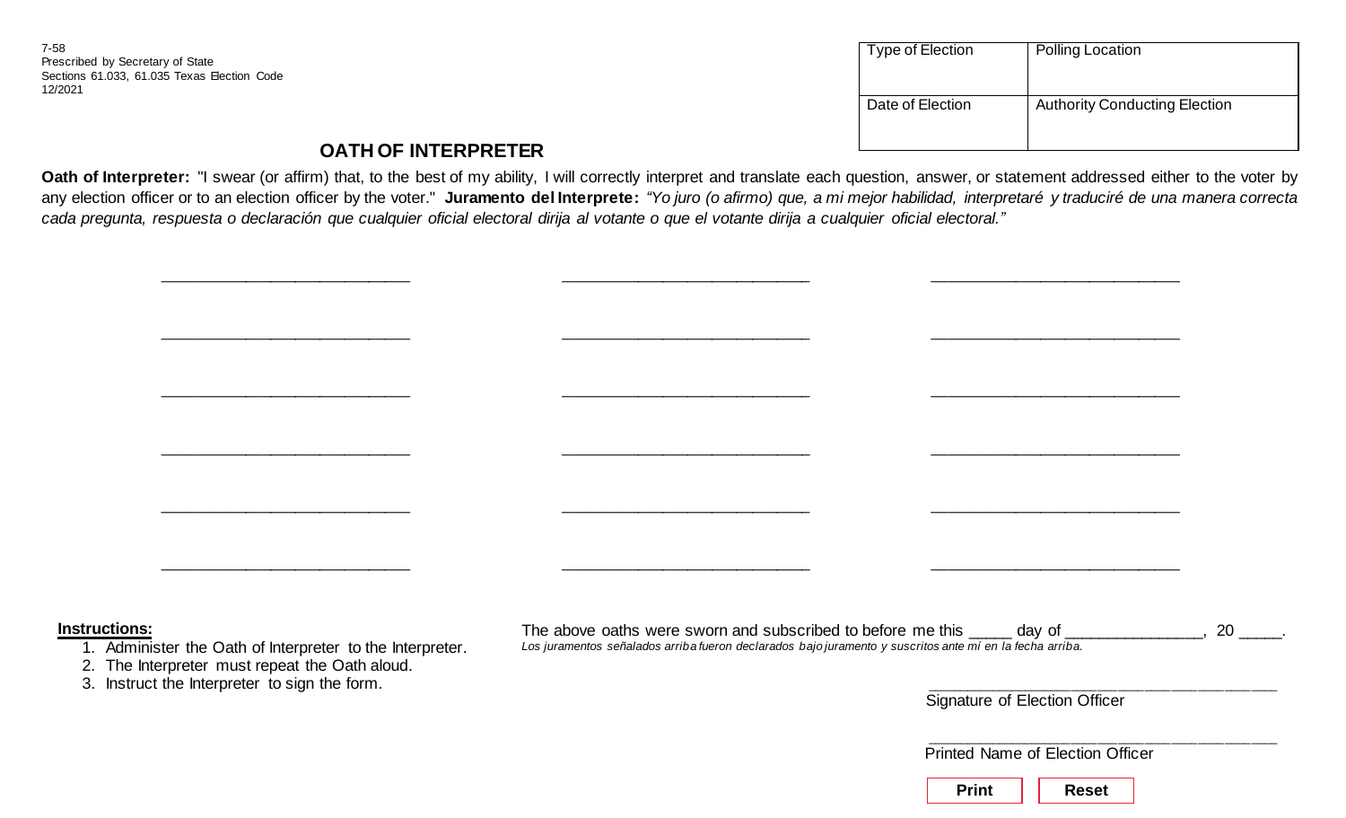7-58
Prescribed by Secretary of State
Sections 61.033, 61.035 Texas Election Code
12/2021

| Type of Election | Polling Location |
|---|---|
| Date of Election | Authority Conducting Election |

## OATH OF INTERPRETER

**Oath of Interpreter:** "I swear (or affirm) that, to the best of my ability, I will correctly interpret and translate each question, answer, or statement addressed either to the voter by any election officer or to an election officer by the voter." **Juramento del Interprete:** *"Yo juro (o afirmo) que, a mi mejor habilidad, interpretaré y traduciré de una manera correcta cada pregunta, respuesta o declaración que cualquier oficial electoral dirija al votante o que el votante dirija a cualquier oficial electoral."*

| | | |
|---|---|---|
| ___________________________ | ___________________________ | ___________________________ |
| ___________________________ | ___________________________ | ___________________________ |
| ___________________________ | ___________________________ | ___________________________ |
| ___________________________ | ___________________________ | ___________________________ |
| ___________________________ | ___________________________ | ___________________________ |
| ___________________________ | ___________________________ | ___________________________ |

**Instructions:**

1. Administer the Oath of Interpreter to the Interpreter.
2. The Interpreter must repeat the Oath aloud.
3. Instruct the Interpreter to sign the form.

The above oaths were sworn and subscribed to before me this _____ day of _______________, 20 _____.
*Los juramentos señalados arriba fueron declarados bajo juramento y suscritos ante mi en la fecha arriba.*

_______________________________________
Signature of Election Officer

_______________________________________
Printed Name of Election Officer

Print | Reset